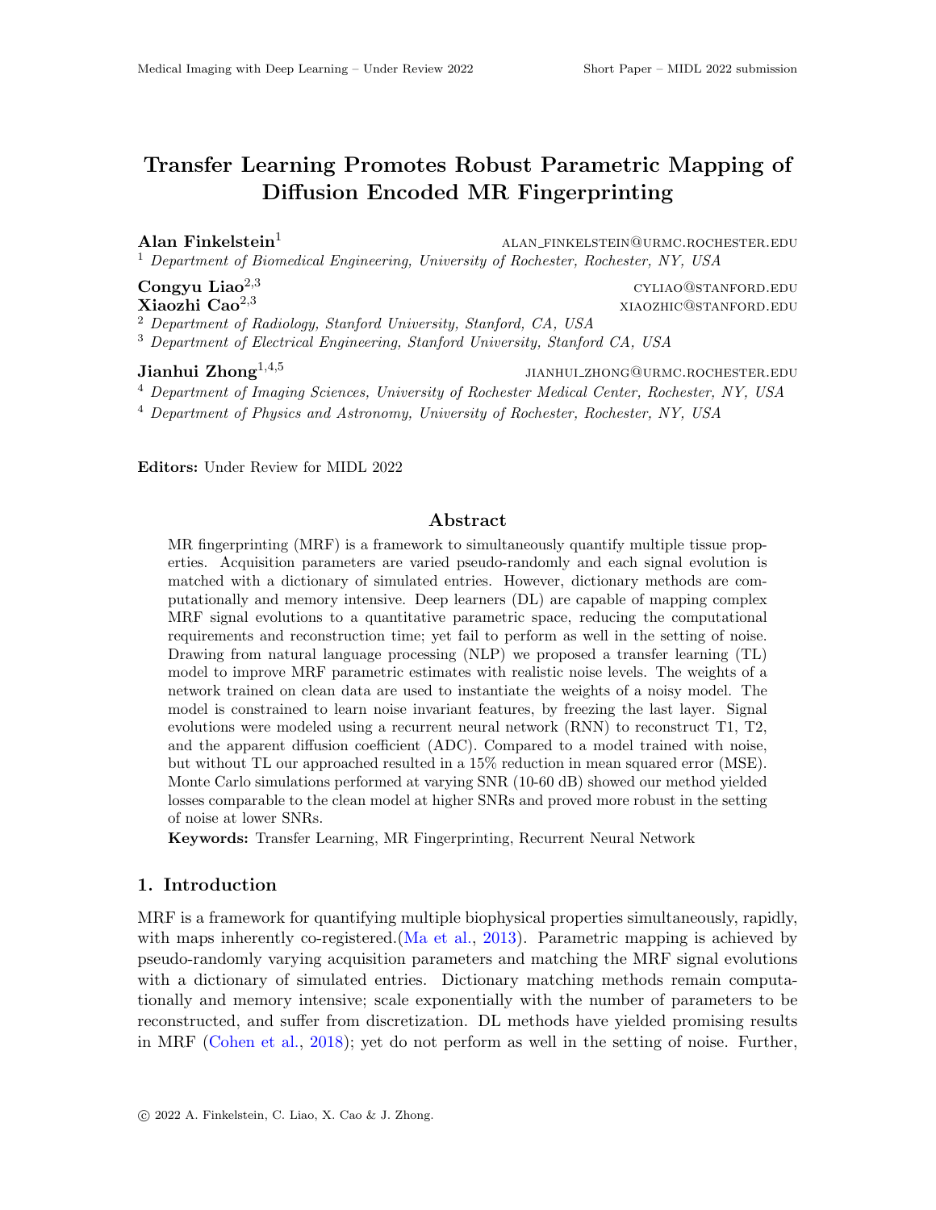# Transfer Learning Promotes Robust Parametric Mapping of Diffusion Encoded MR Fingerprinting

**Alan Finkelstein**[1] ALAN_FINKELSTEIN@URMC.ROCHESTER.EDU

[1] *Department of Biomedical Engineering, University of Rochester, Rochester, NY, USA*

**Congyu Liao**[2,3] CYLIAO@STANFORD.EDU

**Xiaozhi Cao**[2,3] XIAOZHIC@STANFORD.EDU

[2] *Department of Radiology, Stanford University, Stanford, CA, USA*

[3] *Department of Electrical Engineering, Stanford University, Stanford CA, USA*

**Jianhui Zhong**[1,4,5] JIANHUI_ZHONG@URMC.ROCHESTER.EDU

[4] *Department of Imaging Sciences, University of Rochester Medical Center, Rochester, NY, USA*

[4] *Department of Physics and Astronomy, University of Rochester, Rochester, NY, USA*

**Editors:** Under Review for MIDL 2022

## Abstract

MR fingerprinting (MRF) is a framework to simultaneously quantify multiple tissue properties. Acquisition parameters are varied pseudo-randomly and each signal evolution is matched with a dictionary of simulated entries. However, dictionary methods are computationally and memory intensive. Deep learners (DL) are capable of mapping complex MRF signal evolutions to a quantitative parametric space, reducing the computational requirements and reconstruction time; yet fail to perform as well in the setting of noise. Drawing from natural language processing (NLP) we proposed a transfer learning (TL) model to improve MRF parametric estimates with realistic noise levels. The weights of a network trained on clean data are used to instantiate the weights of a noisy model. The model is constrained to learn noise invariant features, by freezing the last layer. Signal evolutions were modeled using a recurrent neural network (RNN) to reconstruct T1, T2, and the apparent diffusion coefficient (ADC). Compared to a model trained with noise, but without TL our approached resulted in a 15% reduction in mean squared error (MSE). Monte Carlo simulations performed at varying SNR (10-60 dB) showed our method yielded losses comparable to the clean model at higher SNRs and proved more robust in the setting of noise at lower SNRs.

**Keywords:** Transfer Learning, MR Fingerprinting, Recurrent Neural Network

## 1. Introduction

MRF is a framework for quantifying multiple biophysical properties simultaneously, rapidly, with maps inherently co-registered.(Ma et al., 2013). Parametric mapping is achieved by pseudo-randomly varying acquisition parameters and matching the MRF signal evolutions with a dictionary of simulated entries. Dictionary matching methods remain computationally and memory intensive; scale exponentially with the number of parameters to be reconstructed, and suffer from discretization. DL methods have yielded promising results in MRF (Cohen et al., 2018); yet do not perform as well in the setting of noise. Further,

© 2022 A. Finkelstein, C. Liao, X. Cao & J. Zhong.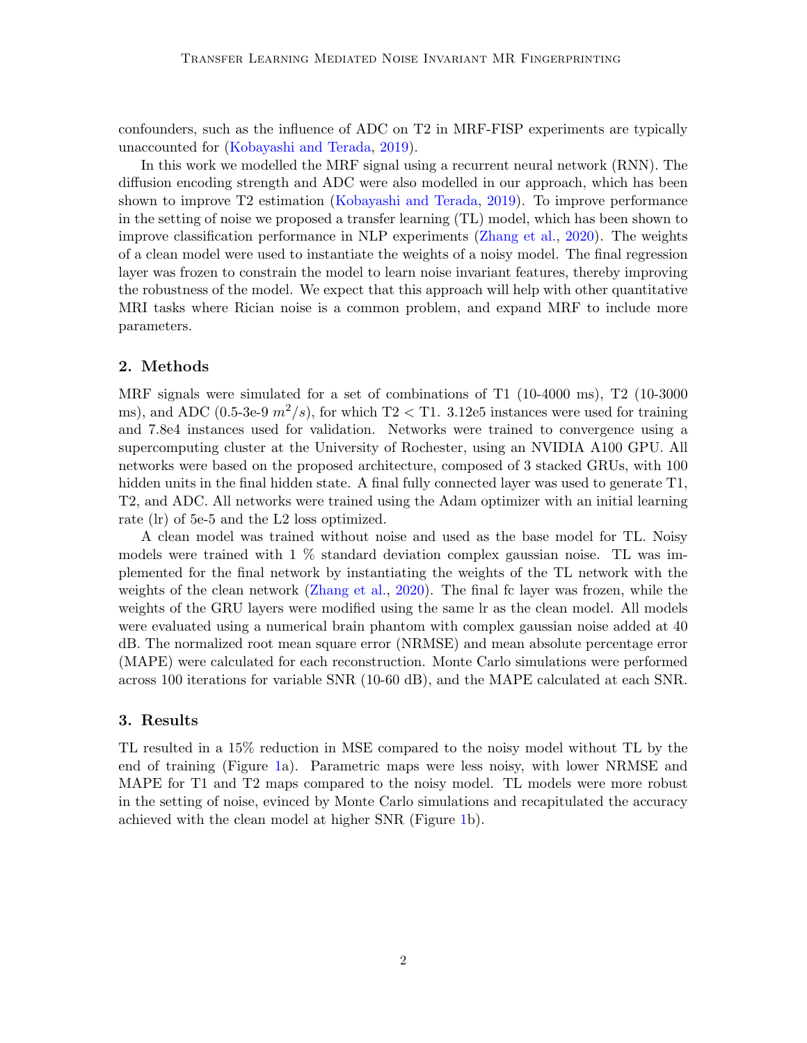confounders, such as the influence of ADC on T2 in MRF-FISP experiments are typically unaccounted for (Kobayashi and Terada, 2019).

In this work we modelled the MRF signal using a recurrent neural network (RNN). The diffusion encoding strength and ADC were also modelled in our approach, which has been shown to improve T2 estimation (Kobayashi and Terada, 2019). To improve performance in the setting of noise we proposed a transfer learning (TL) model, which has been shown to improve classification performance in NLP experiments (Zhang et al., 2020). The weights of a clean model were used to instantiate the weights of a noisy model. The final regression layer was frozen to constrain the model to learn noise invariant features, thereby improving the robustness of the model. We expect that this approach will help with other quantitative MRI tasks where Rician noise is a common problem, and expand MRF to include more parameters.

## 2. Methods

MRF signals were simulated for a set of combinations of T1 (10-4000 ms), T2 (10-3000 ms), and ADC (0.5-3e-9 $m^2/s$), for which T2 < T1. 3.12e5 instances were used for training and 7.8e4 instances used for validation. Networks were trained to convergence using a supercomputing cluster at the University of Rochester, using an NVIDIA A100 GPU. All networks were based on the proposed architecture, composed of 3 stacked GRUs, with 100 hidden units in the final hidden state. A final fully connected layer was used to generate T1, T2, and ADC. All networks were trained using the Adam optimizer with an initial learning rate (lr) of 5e-5 and the L2 loss optimized.

A clean model was trained without noise and used as the base model for TL. Noisy models were trained with 1 % standard deviation complex gaussian noise. TL was implemented for the final network by instantiating the weights of the TL network with the weights of the clean network (Zhang et al., 2020). The final fc layer was frozen, while the weights of the GRU layers were modified using the same lr as the clean model. All models were evaluated using a numerical brain phantom with complex gaussian noise added at 40 dB. The normalized root mean square error (NRMSE) and mean absolute percentage error (MAPE) were calculated for each reconstruction. Monte Carlo simulations were performed across 100 iterations for variable SNR (10-60 dB), and the MAPE calculated at each SNR.

## 3. Results

TL resulted in a 15% reduction in MSE compared to the noisy model without TL by the end of training (Figure 1a). Parametric maps were less noisy, with lower NRMSE and MAPE for T1 and T2 maps compared to the noisy model. TL models were more robust in the setting of noise, evinced by Monte Carlo simulations and recapitulated the accuracy achieved with the clean model at higher SNR (Figure 1b).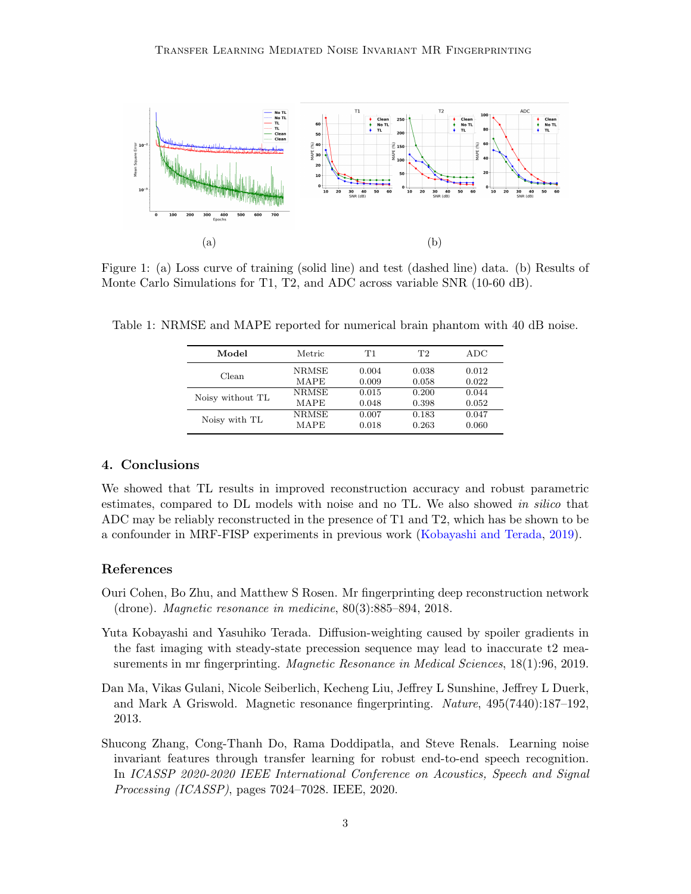(a)

(b)

Figure 1: (a) Loss curve of training (solid line) and test (dashed line) data. (b) Results of Monte Carlo Simulations for T1, T2, and ADC across variable SNR (10-60 dB).

Table 1: NRMSE and MAPE reported for numerical brain phantom with 40 dB noise.

| **Model** | Metric | T1 | T2 | ADC |
|---|---|---|---|---|
| Clean | NRMSE | 0.004 | 0.038 | 0.012 |
| | MAPE | 0.009 | 0.058 | 0.022 |
| Noisy without TL | NRMSE | 0.015 | 0.200 | 0.044 |
| | MAPE | 0.048 | 0.398 | 0.052 |
| Noisy with TL | NRMSE | 0.007 | 0.183 | 0.047 |
| | MAPE | 0.018 | 0.263 | 0.060 |

## 4. Conclusions

We showed that TL results in improved reconstruction accuracy and robust parametric estimates, compared to DL models with noise and no TL. We also showed *in silico* that ADC may be reliably reconstructed in the presence of T1 and T2, which has be shown to be a confounder in MRF-FISP experiments in previous work (Kobayashi and Terada, 2019).

## References

Ouri Cohen, Bo Zhu, and Matthew S Rosen. Mr fingerprinting deep reconstruction network (drone). *Magnetic resonance in medicine*, 80(3):885–894, 2018.

Yuta Kobayashi and Yasuhiko Terada. Diffusion-weighting caused by spoiler gradients in the fast imaging with steady-state precession sequence may lead to inaccurate t2 measurements in mr fingerprinting. *Magnetic Resonance in Medical Sciences*, 18(1):96, 2019.

Dan Ma, Vikas Gulani, Nicole Seiberlich, Kecheng Liu, Jeffrey L Sunshine, Jeffrey L Duerk, and Mark A Griswold. Magnetic resonance fingerprinting. *Nature*, 495(7440):187–192, 2013.

Shucong Zhang, Cong-Thanh Do, Rama Doddipatla, and Steve Renals. Learning noise invariant features through transfer learning for robust end-to-end speech recognition. In *ICASSP 2020-2020 IEEE International Conference on Acoustics, Speech and Signal Processing (ICASSP)*, pages 7024–7028. IEEE, 2020.